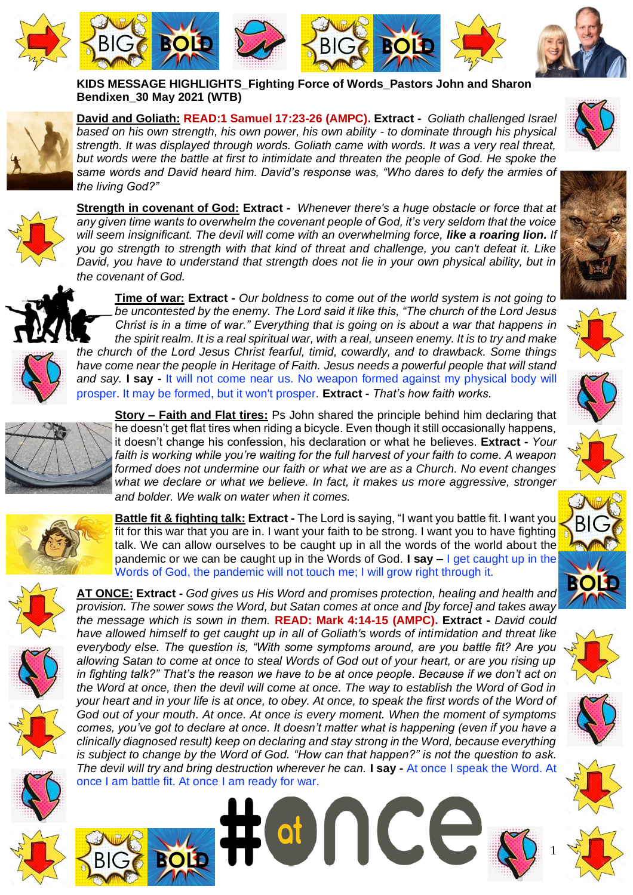**KIDS MESSAGE HIGHLIGHTS_Fighting Force of Words_Pastors John and Sharon Bendixen_30 May 2021 (WTB)**

**David and Goliath:** **READ:1 Samuel 17:23-26 (AMPC).** **Extract -** *Goliath challenged Israel based on his own strength, his own power, his own ability - to dominate through his physical strength. It was displayed through words. Goliath came with words. It was a very real threat, but words were the battle at first to intimidate and threaten the people of God. He spoke the same words and David heard him. David's response was, "Who dares to defy the armies of the living God?"*

**Strength in covenant of God:** **Extract -** *Whenever there's a huge obstacle or force that at any given time wants to overwhelm the covenant people of God, it's very seldom that the voice will seem insignificant. The devil will come with an overwhelming force,* ***like a roaring lion.*** *If you go strength to strength with that kind of threat and challenge, you can't defeat it. Like David, you have to understand that strength does not lie in your own physical ability, but in the covenant of God.*

**Time of war:** **Extract -** *Our boldness to come out of the world system is not going to be uncontested by the enemy. The Lord said it like this, "The church of the Lord Jesus Christ is in a time of war." Everything that is going on is about a war that happens in the spirit realm. It is a real spiritual war, with a real, unseen enemy. It is to try and make the church of the Lord Jesus Christ fearful, timid, cowardly, and to drawback. Some things have come near the people in Heritage of Faith. Jesus needs a powerful people that will stand and say.* **I say -** It will not come near us. No weapon formed against my physical body will prosper. It may be formed, but it won't prosper. **Extract -** *That's how faith works.*

**Story – Faith and Flat tires:** Ps John shared the principle behind him declaring that he doesn't get flat tires when riding a bicycle. Even though it still occasionally happens, it doesn't change his confession, his declaration or what he believes. **Extract -** *Your faith is working while you're waiting for the full harvest of your faith to come. A weapon formed does not undermine our faith or what we are as a Church. No event changes what we declare or what we believe. In fact, it makes us more aggressive, stronger and bolder. We walk on water when it comes.*

**Battle fit & fighting talk:** **Extract -** The Lord is saying, "I want you battle fit. I want you fit for this war that you are in. I want your faith to be strong. I want you to have fighting talk. We can allow ourselves to be caught up in all the words of the world about the pandemic or we can be caught up in the Words of God. **I say –** I get caught up in the Words of God, the pandemic will not touch me; I will grow right through it.

**AT ONCE:** **Extract -** *God gives us His Word and promises protection, healing and health and provision. The sower sows the Word, but Satan comes at once and [by force] and takes away the message which is sown in them.* **READ: Mark 4:14-15 (AMPC).** **Extract -** *David could have allowed himself to get caught up in all of Goliath's words of intimidation and threat like everybody else. The question is, "With some symptoms around, are you battle fit? Are you allowing Satan to come at once to steal Words of God out of your heart, or are you rising up in fighting talk?" That's the reason we have to be at once people. Because if we don't act on the Word at once, then the devil will come at once. The way to establish the Word of God in your heart and in your life is at once, to obey. At once, to speak the first words of the Word of God out of your mouth. At once. At once is every moment. When the moment of symptoms comes, you've got to declare at once. It doesn't matter what is happening (even if you have a clinically diagnosed result) keep on declaring and stay strong in the Word, because everything is subject to change by the Word of God. "How can that happen?" is not the question to ask. The devil will try and bring destruction wherever he can.* **I say -** At once I speak the Word. At once I am battle fit. At once I am ready for war.

#at once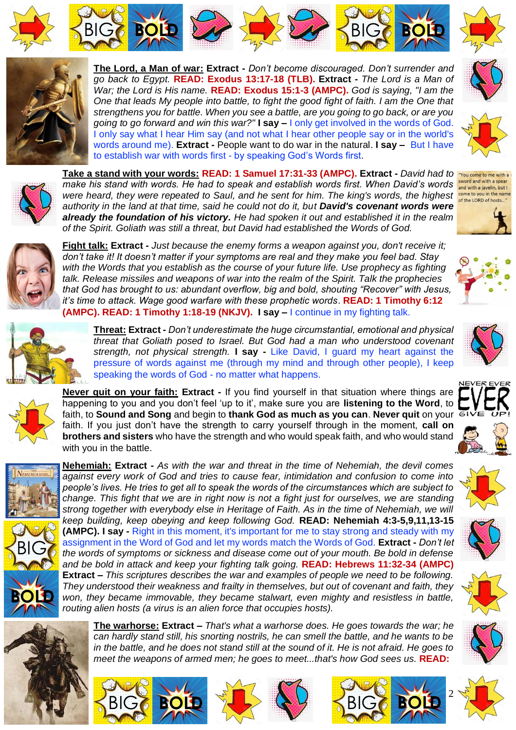**The Lord, a Man of war:** **Extract -** *Don't become discouraged. Don't surrender and go back to Egypt.* **READ: Exodus 13:17-18 (TLB).** **Extract -** *The Lord is a Man of War; the Lord is His name.* **READ: Exodus 15:1-3 (AMPC).** *God is saying, "I am the One that leads My people into battle, to fight the good fight of faith. I am the One that strengthens you for battle. When you see a battle, are you going to go back, or are you going to go forward and win this war?"* **I say –** I only get involved in the words of God. I only say what I hear Him say (and not what I hear other people say or in the world's words around me). **Extract -** People want to do war in the natural. **I say –** But I have to establish war with words first - by speaking God's Words first.

**Take a stand with your words:** **READ: 1 Samuel 17:31-33 (AMPC).** **Extract -** *David had to make his stand with words. He had to speak and establish words first. When David's words were heard, they were repeated to Saul, and he sent for him. The king's words, the highest authority in the land at that time, said he could not do it, but **David's covenant words were already the foundation of his victory.** He had spoken it out and established it in the realm of the Spirit. Goliath was still a threat, but David had established the Words of God.*

**Fight talk:** **Extract -** *Just because the enemy forms a weapon against you, don't receive it; don't take it! It doesn't matter if your symptoms are real and they make you feel bad. Stay with the Words that you establish as the course of your future life. Use prophecy as fighting talk. Release missiles and weapons of war into the realm of the Spirit. Talk the prophecies that God has brought to us: abundant overflow, big and bold, shouting "Recover" with Jesus, it's time to attack. Wage good warfare with these prophetic words.* **READ: 1 Timothy 6:12 (AMPC). READ: 1 Timothy 1:18-19 (NKJV).** **I say –** I continue in my fighting talk.

**Threat:** **Extract -** *Don't underestimate the huge circumstantial, emotional and physical threat that Goliath posed to Israel. But God had a man who understood covenant strength, not physical strength.* **I say -** Like David, I guard my heart against the pressure of words against me (through my mind and through other people), I keep speaking the words of God - no matter what happens.

**Never quit on your faith:** **Extract -** If you find yourself in that situation where things are happening to you and you don't feel 'up to it', make sure you are **listening to the Word**, to faith, to **Sound and Song** and begin to **thank God as much as you can**. **Never quit** on your faith. If you just don't have the strength to carry yourself through in the moment, **call on brothers and sisters** who have the strength and who would speak faith, and who would stand with you in the battle.

**Nehemiah:** **Extract -** *As with the war and threat in the time of Nehemiah, the devil comes against every work of God and tries to cause fear, intimidation and confusion to come into people's lives. He tries to get all to speak the words of the circumstances which are subject to change. This fight that we are in right now is not a fight just for ourselves, we are standing strong together with everybody else in Heritage of Faith. As in the time of Nehemiah, we will keep building, keep obeying and keep following God.* **READ: Nehemiah 4:3-5,9,11,13-15 (AMPC).** **I say -** Right in this moment, it's important for me to stay strong and steady with my assignment in the Word of God and let my words match the Words of God. **Extract -** *Don't let the words of symptoms or sickness and disease come out of your mouth. Be bold in defense and be bold in attack and keep your fighting talk going.* **READ: Hebrews 11:32-34 (AMPC)** **Extract –** *This scriptures describes the war and examples of people we need to be following. They understood their weakness and frailty in themselves, but out of covenant and faith, they won, they became immovable, they became stalwart, even mighty and resistless in battle, routing alien hosts (a virus is an alien force that occupies hosts).*

**The warhorse:** **Extract –** *That's what a warhorse does. He goes towards the war; he can hardly stand still, his snorting nostrils, he can smell the battle, and he wants to be in the battle, and he does not stand still at the sound of it. He is not afraid. He goes to meet the weapons of armed men; he goes to meet...that's how God sees us.* **READ:**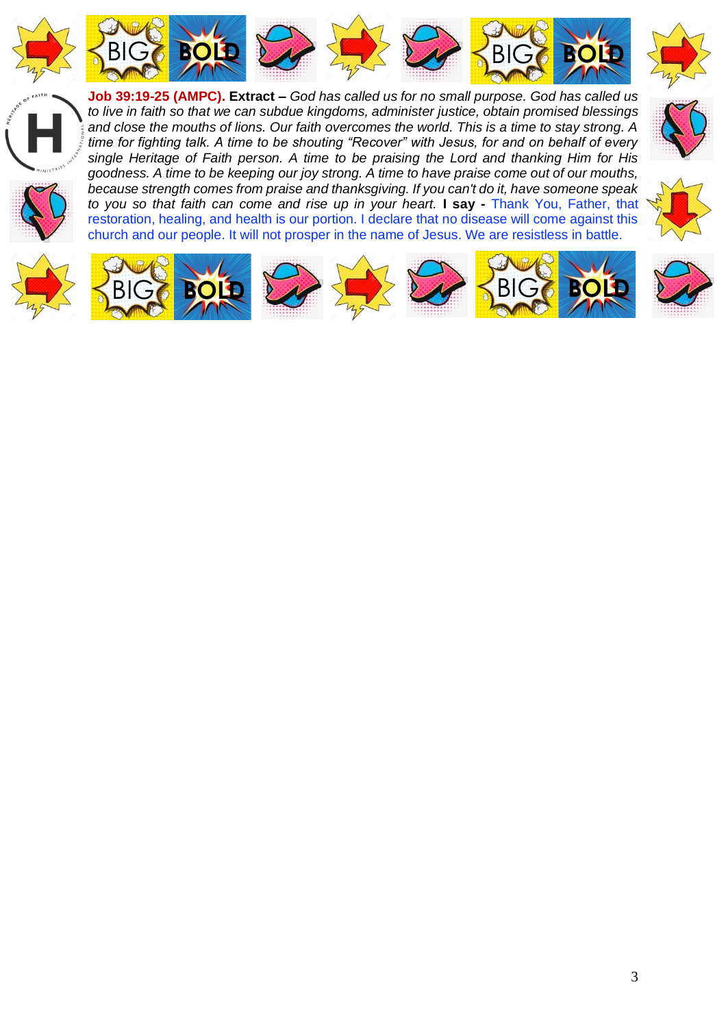**Job 39:19-25 (AMPC). Extract –** *God has called us for no small purpose. God has called us to live in faith so that we can subdue kingdoms, administer justice, obtain promised blessings and close the mouths of lions. Our faith overcomes the world. This is a time to stay strong. A time for fighting talk. A time to be shouting "Recover" with Jesus, for and on behalf of every single Heritage of Faith person. A time to be praising the Lord and thanking Him for His goodness. A time to be keeping our joy strong. A time to have praise come out of our mouths, because strength comes from praise and thanksgiving. If you can't do it, have someone speak to you so that faith can come and rise up in your heart.* **I say -** Thank You, Father, that restoration, healing, and health is our portion. I declare that no disease will come against this church and our people. It will not prosper in the name of Jesus. We are resistless in battle.